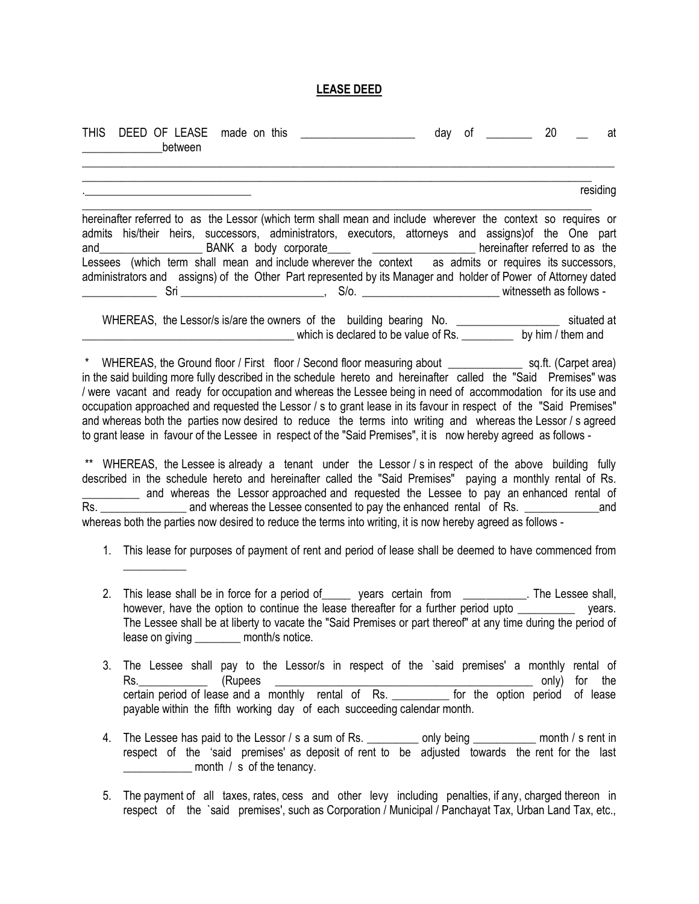# LEASE DEED

THIS DEED OF LEASE made on this ____________________ day of ________ 20 __ at ______________between

_____________________________________________________________________________________________

_____________________________________________________________________________________________

._____________________________ residing

_____________________________________________________________________________________________

hereinafter referred to as the Lessor (which term shall mean and include wherever the context so requires or admits his/their heirs, successors, administrators, executors, attorneys and assigns)of the One part and__________________ BANK a body corporate____ __________________ hereinafter referred to as the Lessees (which term shall mean and include wherever the context as admits or requires its successors, administrators and assigns) of the Other Part represented by its Manager and holder of Power of Attorney dated _____________ Sri _________________________, S/o. ________________________ witnesseth as follows -

WHEREAS, the Lessor/s is/are the owners of the building bearing No. __________________ situated at ______________________________________ which is declared to be value of Rs. _________ by him / them and

\* WHEREAS, the Ground floor / First floor / Second floor measuring about _____________ sq.ft. (Carpet area) in the said building more fully described in the schedule hereto and hereinafter called the "Said Premises" was / were vacant and ready for occupation and whereas the Lessee being in need of accommodation for its use and occupation approached and requested the Lessor / s to grant lease in its favour in respect of the "Said Premises" and whereas both the parties now desired to reduce the terms into writing and whereas the Lessor / s agreed to grant lease in favour of the Lessee in respect of the "Said Premises", it is now hereby agreed as follows -

\*\* WHEREAS, the Lessee is already a tenant under the Lessor / s in respect of the above building fully described in the schedule hereto and hereinafter called the "Said Premises" paying a monthly rental of Rs. __________ and whereas the Lessor approached and requested the Lessee to pay an enhanced rental of Rs. _______________ and whereas the Lessee consented to pay the enhanced rental of Rs. _____________and whereas both the parties now desired to reduce the terms into writing, it is now hereby agreed as follows -

1. This lease for purposes of payment of rent and period of lease shall be deemed to have commenced from ___________
2. This lease shall be in force for a period of_____ years certain from ___________. The Lessee shall, however, have the option to continue the lease thereafter for a further period upto __________ years. The Lessee shall be at liberty to vacate the "Said Premises or part thereof" at any time during the period of lease on giving ________ month/s notice.
3. The Lessee shall pay to the Lessor/s in respect of the `said premises' a monthly rental of Rs.____________ (Rupees _____________________________________________ only) for the certain period of lease and a monthly rental of Rs. __________ for the option period of lease payable within the fifth working day of each succeeding calendar month.
4. The Lessee has paid to the Lessor / s a sum of Rs. _________ only being ___________ month / s rent in respect of the 'said premises' as deposit of rent to be adjusted towards the rent for the last ____________ month / s of the tenancy.
5. The payment of all taxes, rates, cess and other levy including penalties, if any, charged thereon in respect of the `said premises', such as Corporation / Municipal / Panchayat Tax, Urban Land Tax, etc.,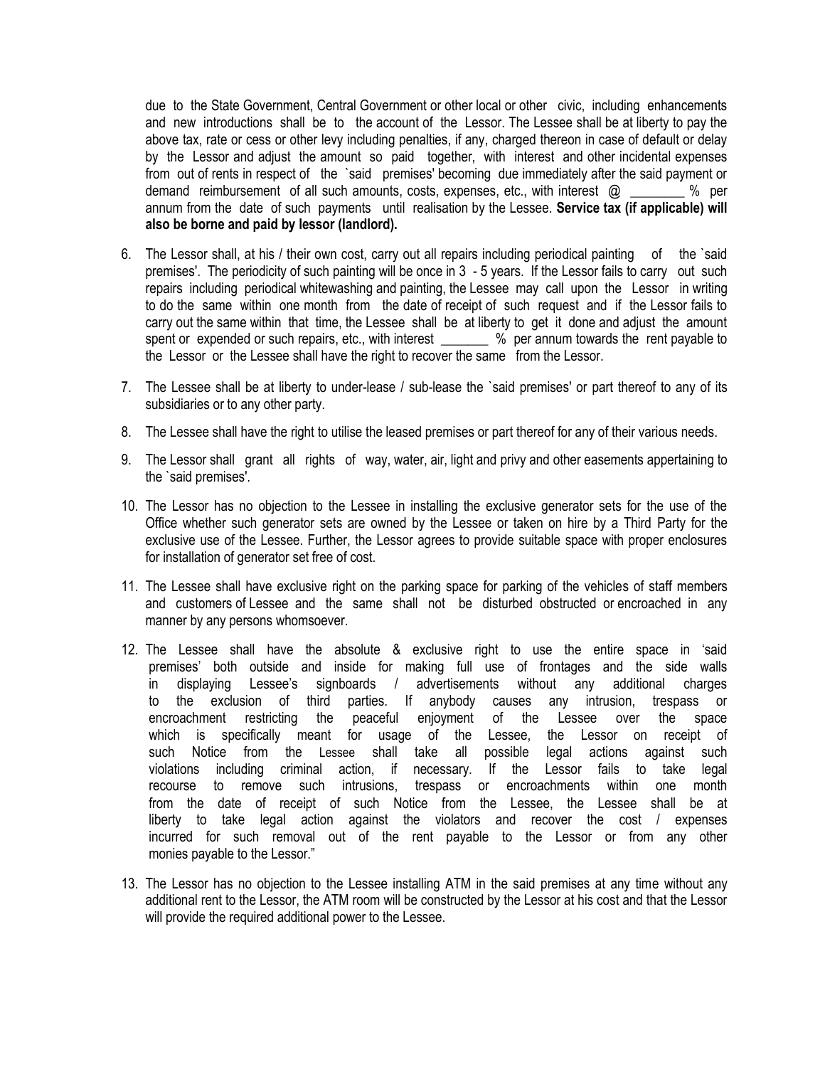due to the State Government, Central Government or other local or other civic, including enhancements and new introductions shall be to the account of the Lessor. The Lessee shall be at liberty to pay the above tax, rate or cess or other levy including penalties, if any, charged thereon in case of default or delay by the Lessor and adjust the amount so paid together, with interest and other incidental expenses from out of rents in respect of the `said premises' becoming due immediately after the said payment or demand reimbursement of all such amounts, costs, expenses, etc., with interest @ ________ % per annum from the date of such payments until realisation by the Lessee. **Service tax (if applicable) will also be borne and paid by lessor (landlord).**

6. The Lessor shall, at his / their own cost, carry out all repairs including periodical painting of the `said premises'. The periodicity of such painting will be once in 3 - 5 years. If the Lessor fails to carry out such repairs including periodical whitewashing and painting, the Lessee may call upon the Lessor in writing to do the same within one month from the date of receipt of such request and if the Lessor fails to carry out the same within that time, the Lessee shall be at liberty to get it done and adjust the amount spent or expended or such repairs, etc., with interest _______ % per annum towards the rent payable to the Lessor or the Lessee shall have the right to recover the same from the Lessor.

7. The Lessee shall be at liberty to under-lease / sub-lease the `said premises' or part thereof to any of its subsidiaries or to any other party.

8. The Lessee shall have the right to utilise the leased premises or part thereof for any of their various needs.

9. The Lessor shall grant all rights of way, water, air, light and privy and other easements appertaining to the `said premises'.

10. The Lessor has no objection to the Lessee in installing the exclusive generator sets for the use of the Office whether such generator sets are owned by the Lessee or taken on hire by a Third Party for the exclusive use of the Lessee. Further, the Lessor agrees to provide suitable space with proper enclosures for installation of generator set free of cost.

11. The Lessee shall have exclusive right on the parking space for parking of the vehicles of staff members and customers of Lessee and the same shall not be disturbed obstructed or encroached in any manner by any persons whomsoever.

12. The Lessee shall have the absolute & exclusive right to use the entire space in 'said premises' both outside and inside for making full use of frontages and the side walls in displaying Lessee's signboards / advertisements without any additional charges to the exclusion of third parties. If anybody causes any intrusion, trespass or encroachment restricting the peaceful enjoyment of the Lessee over the space which is specifically meant for usage of the Lessee, the Lessor on receipt of such Notice from the Lessee shall take all possible legal actions against such violations including criminal action, if necessary. If the Lessor fails to take legal recourse to remove such intrusions, trespass or encroachments within one month from the date of receipt of such Notice from the Lessee, the Lessee shall be at liberty to take legal action against the violators and recover the cost / expenses incurred for such removal out of the rent payable to the Lessor or from any other monies payable to the Lessor."

13. The Lessor has no objection to the Lessee installing ATM in the said premises at any time without any additional rent to the Lessor, the ATM room will be constructed by the Lessor at his cost and that the Lessor will provide the required additional power to the Lessee.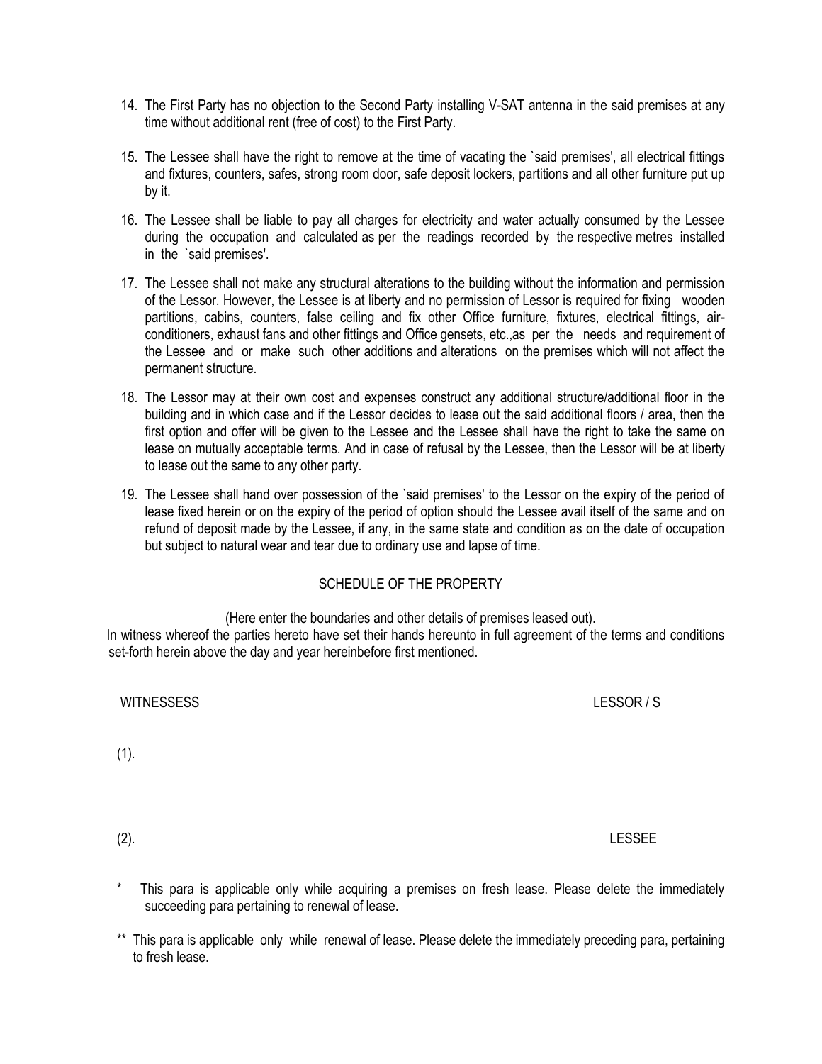14. The First Party has no objection to the Second Party installing V-SAT antenna in the said premises at any time without additional rent (free of cost) to the First Party.

15. The Lessee shall have the right to remove at the time of vacating the `said premises', all electrical fittings and fixtures, counters, safes, strong room door, safe deposit lockers, partitions and all other furniture put up by it.

16. The Lessee shall be liable to pay all charges for electricity and water actually consumed by the Lessee during the occupation and calculated as per the readings recorded by the respective metres installed in the `said premises'.

17. The Lessee shall not make any structural alterations to the building without the information and permission of the Lessor. However, the Lessee is at liberty and no permission of Lessor is required for fixing wooden partitions, cabins, counters, false ceiling and fix other Office furniture, fixtures, electrical fittings, air-conditioners, exhaust fans and other fittings and Office gensets, etc.,as per the needs and requirement of the Lessee and or make such other additions and alterations on the premises which will not affect the permanent structure.

18. The Lessor may at their own cost and expenses construct any additional structure/additional floor in the building and in which case and if the Lessor decides to lease out the said additional floors / area, then the first option and offer will be given to the Lessee and the Lessee shall have the right to take the same on lease on mutually acceptable terms. And in case of refusal by the Lessee, then the Lessor will be at liberty to lease out the same to any other party.

19. The Lessee shall hand over possession of the `said premises' to the Lessor on the expiry of the period of lease fixed herein or on the expiry of the period of option should the Lessee avail itself of the same and on refund of deposit made by the Lessee, if any, in the same state and condition as on the date of occupation but subject to natural wear and tear due to ordinary use and lapse of time.

SCHEDULE OF THE PROPERTY

(Here enter the boundaries and other details of premises leased out).

In witness whereof the parties hereto have set their hands hereunto in full agreement of the terms and conditions set-forth herein above the day and year hereinbefore first mentioned.

WITNESSESS LESSOR / S

(1).

(2). LESSEE

\* This para is applicable only while acquiring a premises on fresh lease. Please delete the immediately succeeding para pertaining to renewal of lease.

\*\* This para is applicable only while renewal of lease. Please delete the immediately preceding para, pertaining to fresh lease.